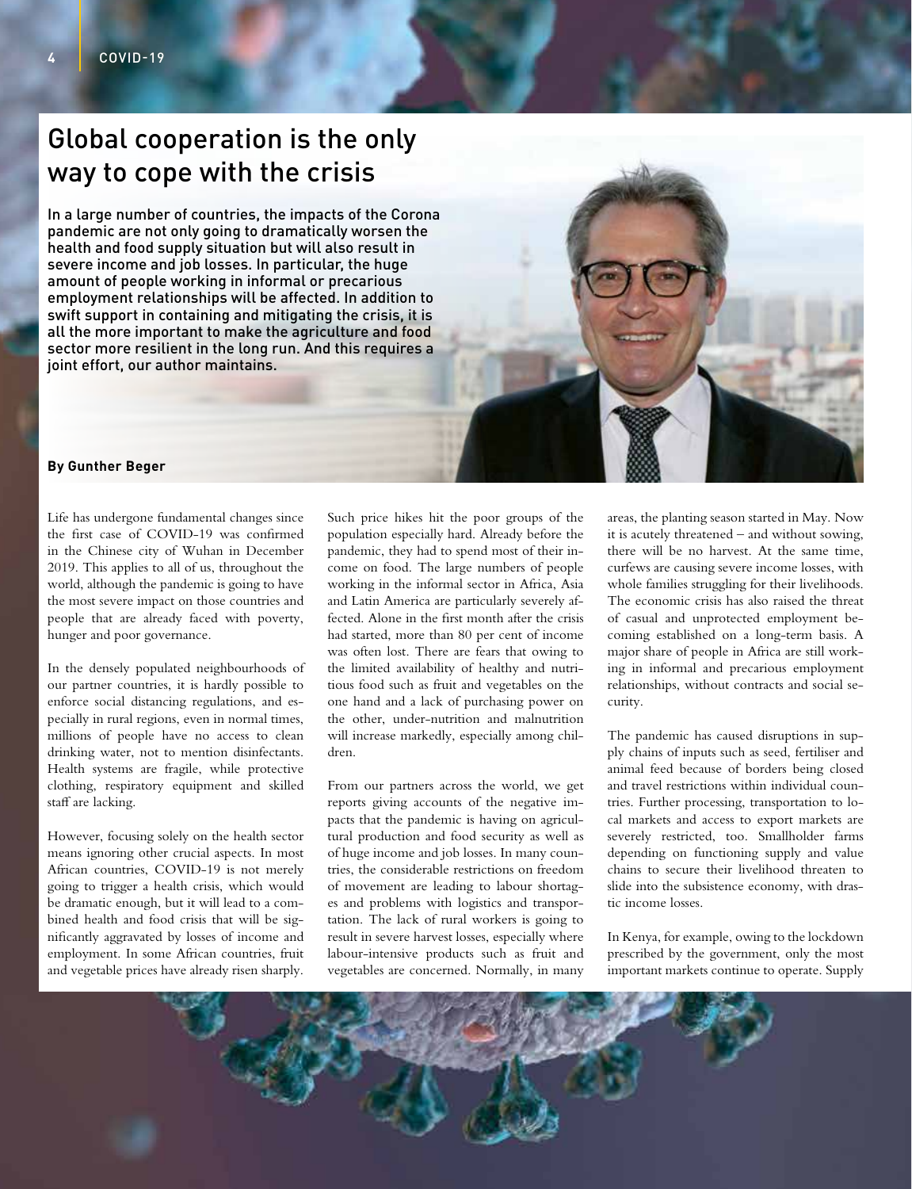# Global cooperation is the only way to cope with the crisis

**In a large number of countries, the impacts of the Corona pandemic are not only going to dramatically worsen the health and food supply situation but will also result in severe income and job losses. In particular, the huge amount of people working in informal or precarious employment relationships will be affected. In addition to swift support in containing and mitigating the crisis, it is all the more important to make the agriculture and food sector more resilient in the long run. And this requires a joint effort, our author maintains.**

**By Gunther Beger**

Life has undergone fundamental changes since the first case of COVID-19 was confirmed in the Chinese city of Wuhan in December 2019. This applies to all of us, throughout the world, although the pandemic is going to have the most severe impact on those countries and people that are already faced with poverty, hunger and poor governance.

In the densely populated neighbourhoods of our partner countries, it is hardly possible to enforce social distancing regulations, and especially in rural regions, even in normal times, millions of people have no access to clean drinking water, not to mention disinfectants. Health systems are fragile, while protective clothing, respiratory equipment and skilled staff are lacking.

However, focusing solely on the health sector means ignoring other crucial aspects. In most African countries, COVID-19 is not merely going to trigger a health crisis, which would be dramatic enough, but it will lead to a combined health and food crisis that will be significantly aggravated by losses of income and employment. In some African countries, fruit and vegetable prices have already risen sharply. Such price hikes hit the poor groups of the population especially hard. Already before the pandemic, they had to spend most of their income on food. The large numbers of people working in the informal sector in Africa, Asia and Latin America are particularly severely affected. Alone in the first month after the crisis had started, more than 80 per cent of income was often lost. There are fears that owing to the limited availability of healthy and nutritious food such as fruit and vegetables on the one hand and a lack of purchasing power on the other, under-nutrition and malnutrition will increase markedly, especially among children.

From our partners across the world, we get reports giving accounts of the negative impacts that the pandemic is having on agricultural production and food security as well as of huge income and job losses. In many countries, the considerable restrictions on freedom of movement are leading to labour shortages and problems with logistics and transportation. The lack of rural workers is going to result in severe harvest losses, especially where labour-intensive products such as fruit and vegetables are concerned. Normally, in many areas, the planting season started in May. Now it is acutely threatened – and without sowing, there will be no harvest. At the same time, curfews are causing severe income losses, with whole families struggling for their livelihoods. The economic crisis has also raised the threat of casual and unprotected employment becoming established on a long-term basis. A major share of people in Africa are still working in informal and precarious employment relationships, without contracts and social security.

The pandemic has caused disruptions in supply chains of inputs such as seed, fertiliser and animal feed because of borders being closed and travel restrictions within individual countries. Further processing, transportation to local markets and access to export markets are severely restricted, too. Smallholder farms depending on functioning supply and value chains to secure their livelihood threaten to slide into the subsistence economy, with drastic income losses.

In Kenya, for example, owing to the lockdown prescribed by the government, only the most important markets continue to operate. Supply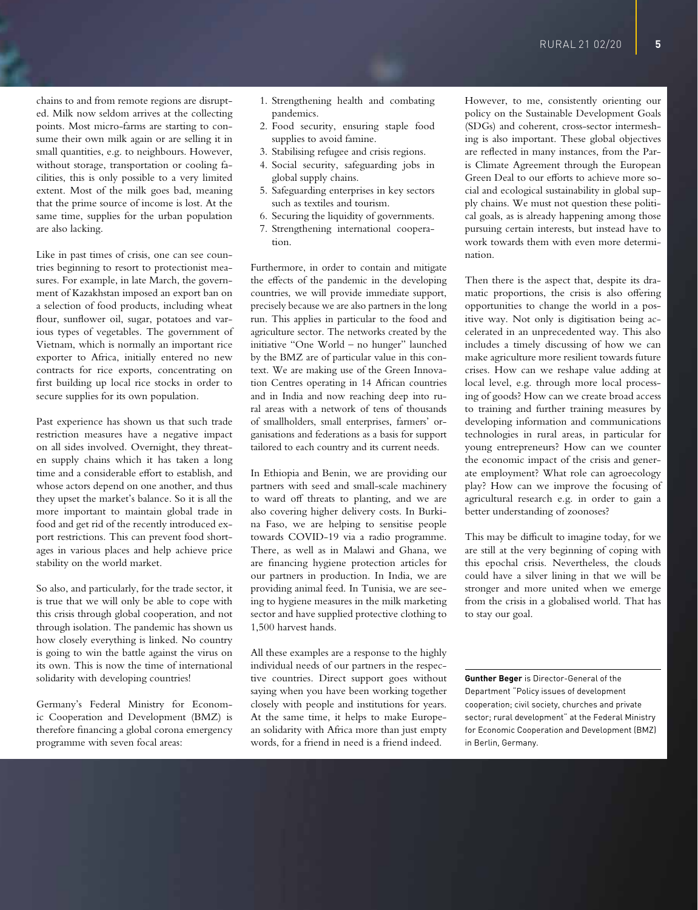chains to and from remote regions are disrupted. Milk now seldom arrives at the collecting points. Most micro-farms are starting to consume their own milk again or are selling it in small quantities, e.g. to neighbours. However, without storage, transportation or cooling facilities, this is only possible to a very limited extent. Most of the milk goes bad, meaning that the prime source of income is lost. At the same time, supplies for the urban population are also lacking.

Like in past times of crisis, one can see countries beginning to resort to protectionist measures. For example, in late March, the government of Kazakhstan imposed an export ban on a selection of food products, including wheat flour, sunflower oil, sugar, potatoes and various types of vegetables. The government of Vietnam, which is normally an important rice exporter to Africa, initially entered no new contracts for rice exports, concentrating on first building up local rice stocks in order to secure supplies for its own population.

Past experience has shown us that such trade restriction measures have a negative impact on all sides involved. Overnight, they threaten supply chains which it has taken a long time and a considerable effort to establish, and whose actors depend on one another, and thus they upset the market's balance. So it is all the more important to maintain global trade in food and get rid of the recently introduced export restrictions. This can prevent food shortages in various places and help achieve price stability on the world market.

So also, and particularly, for the trade sector, it is true that we will only be able to cope with this crisis through global cooperation, and not through isolation. The pandemic has shown us how closely everything is linked. No country is going to win the battle against the virus on its own. This is now the time of international solidarity with developing countries!

Germany's Federal Ministry for Economic Cooperation and Development (BMZ) is therefore financing a global corona emergency programme with seven focal areas:

1. Strengthening health and combating pandemics.
2. Food security, ensuring staple food supplies to avoid famine.
3. Stabilising refugee and crisis regions.
4. Social security, safeguarding jobs in global supply chains.
5. Safeguarding enterprises in key sectors such as textiles and tourism.
6. Securing the liquidity of governments.
7. Strengthening international cooperation.

Furthermore, in order to contain and mitigate the effects of the pandemic in the developing countries, we will provide immediate support, precisely because we are also partners in the long run. This applies in particular to the food and agriculture sector. The networks created by the initiative "One World – no hunger" launched by the BMZ are of particular value in this context. We are making use of the Green Innovation Centres operating in 14 African countries and in India and now reaching deep into rural areas with a network of tens of thousands of smallholders, small enterprises, farmers' organisations and federations as a basis for support tailored to each country and its current needs.

In Ethiopia and Benin, we are providing our partners with seed and small-scale machinery to ward off threats to planting, and we are also covering higher delivery costs. In Burkina Faso, we are helping to sensitise people towards COVID-19 via a radio programme. There, as well as in Malawi and Ghana, we are financing hygiene protection articles for our partners in production. In India, we are providing animal feed. In Tunisia, we are seeing to hygiene measures in the milk marketing sector and have supplied protective clothing to 1,500 harvest hands.

All these examples are a response to the highly individual needs of our partners in the respective countries. Direct support goes without saying when you have been working together closely with people and institutions for years. At the same time, it helps to make European solidarity with Africa more than just empty words, for a friend in need is a friend indeed.

However, to me, consistently orienting our policy on the Sustainable Development Goals (SDGs) and coherent, cross-sector intermeshing is also important. These global objectives are reflected in many instances, from the Paris Climate Agreement through the European Green Deal to our efforts to achieve more social and ecological sustainability in global supply chains. We must not question these political goals, as is already happening among those pursuing certain interests, but instead have to work towards them with even more determination.

Then there is the aspect that, despite its dramatic proportions, the crisis is also offering opportunities to change the world in a positive way. Not only is digitisation being accelerated in an unprecedented way. This also includes a timely discussing of how we can make agriculture more resilient towards future crises. How can we reshape value adding at local level, e.g. through more local processing of goods? How can we create broad access to training and further training measures by developing information and communications technologies in rural areas, in particular for young entrepreneurs? How can we counter the economic impact of the crisis and generate employment? What role can agroecology play? How can we improve the focusing of agricultural research e.g. in order to gain a better understanding of zoonoses?

This may be difficult to imagine today, for we are still at the very beginning of coping with this epochal crisis. Nevertheless, the clouds could have a silver lining in that we will be stronger and more united when we emerge from the crisis in a globalised world. That has to stay our goal.

---

**Gunther Beger** is Director-General of the Department "Policy issues of development cooperation; civil society, churches and private sector; rural development" at the Federal Ministry for Economic Cooperation and Development (BMZ) in Berlin, Germany.